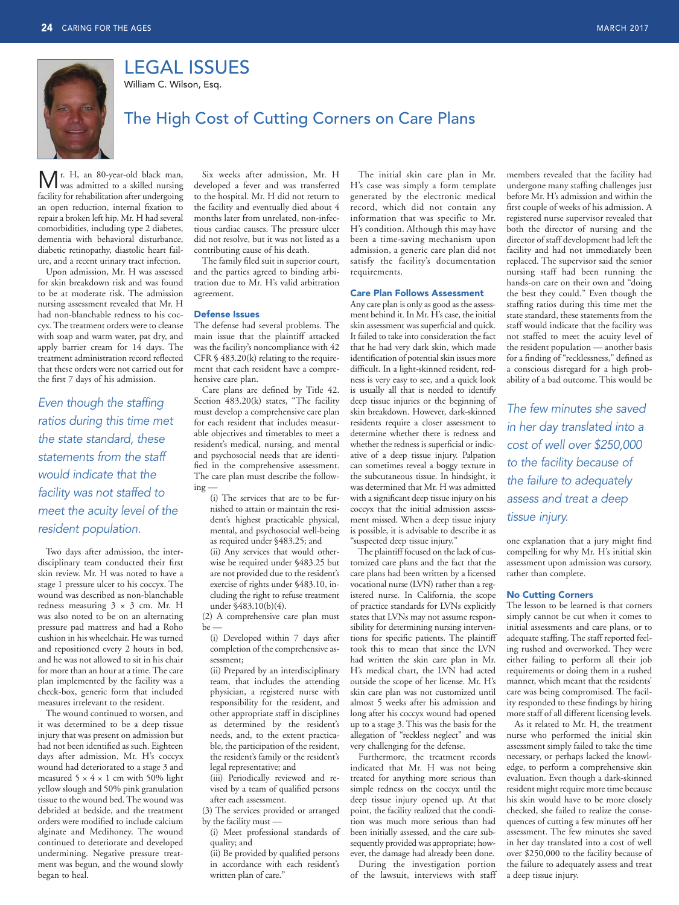# LEGAL ISSUES

William C. Wilson, Esq.

## The High Cost of Cutting Corners on Care Plans

Mr. H, an 80-year-old black man, was admitted to a skilled nursing facility for rehabilitation after undergoing an open reduction, internal fixation to repair a broken left hip. Mr. H had several comorbidities, including type 2 diabetes, dementia with behavioral disturbance, diabetic retinopathy, diastolic heart failure, and a recent urinary tract infection.

Upon admission, Mr. H was assessed for skin breakdown risk and was found to be at moderate risk. The admission nursing assessment revealed that Mr. H had non-blanchable redness to his coccyx. The treatment orders were to cleanse with soap and warm water, pat dry, and apply barrier cream for 14 days. The treatment administration record reflected that these orders were not carried out for the first 7 days of his admission.

*Even though the staffing ratios during this time met the state standard, these statements from the staff would indicate that the facility was not staffed to meet the acuity level of the resident population.*

Two days after admission, the interdisciplinary team conducted their first skin review. Mr. H was noted to have a stage 1 pressure ulcer to his coccyx. The wound was described as non-blanchable redness measuring 3 × 3 cm. Mr. H was also noted to be on an alternating pressure pad mattress and had a Roho cushion in his wheelchair. He was turned and repositioned every 2 hours in bed, and he was not allowed to sit in his chair for more than an hour at a time. The care plan implemented by the facility was a check-box, generic form that included measures irrelevant to the resident.

The wound continued to worsen, and it was determined to be a deep tissue injury that was present on admission but had not been identified as such. Eighteen days after admission, Mr. H's coccyx wound had deteriorated to a stage 3 and measured 5 × 4 × 1 cm with 50% light yellow slough and 50% pink granulation tissue to the wound bed. The wound was debrided at bedside, and the treatment orders were modified to include calcium alginate and Medihoney. The wound continued to deteriorate and developed undermining. Negative pressure treatment was begun, and the wound slowly began to heal.

Six weeks after admission, Mr. H developed a fever and was transferred to the hospital. Mr. H did not return to the facility and eventually died about 4 months later from unrelated, non-infectious cardiac causes. The pressure ulcer did not resolve, but it was not listed as a contributing cause of his death.

The family filed suit in superior court, and the parties agreed to binding arbitration due to Mr. H's valid arbitration agreement.

### Defense Issues

The defense had several problems. The main issue that the plaintiff attacked was the facility's noncompliance with 42 CFR § 483.20(k) relating to the requirement that each resident have a comprehensive care plan.

Care plans are defined by Title 42. Section 483.20(k) states, "The facility must develop a comprehensive care plan for each resident that includes measurable objectives and timetables to meet a resident's medical, nursing, and mental and psychosocial needs that are identified in the comprehensive assessment. The care plan must describe the following —

(i) The services that are to be furnished to attain or maintain the resident's highest practicable physical, mental, and psychosocial well-being as required under §483.25; and

(ii) Any services that would otherwise be required under §483.25 but are not provided due to the resident's exercise of rights under §483.10, including the right to refuse treatment under §483.10(b)(4).

(2) A comprehensive care plan must be —

(i) Developed within 7 days after completion of the comprehensive assessment;

(ii) Prepared by an interdisciplinary team, that includes the attending physician, a registered nurse with responsibility for the resident, and other appropriate staff in disciplines as determined by the resident's needs, and, to the extent practicable, the participation of the resident, the resident's family or the resident's legal representative; and

(iii) Periodically reviewed and revised by a team of qualified persons after each assessment.

(3) The services provided or arranged by the facility must —

(i) Meet professional standards of quality; and

(ii) Be provided by qualified persons in accordance with each resident's written plan of care."

The initial skin care plan in Mr. H's case was simply a form template generated by the electronic medical record, which did not contain any information that was specific to Mr. H's condition. Although this may have been a time-saving mechanism upon admission, a generic care plan did not satisfy the facility's documentation requirements.

### Care Plan Follows Assessment

Any care plan is only as good as the assessment behind it. In Mr. H's case, the initial skin assessment was superficial and quick. It failed to take into consideration the fact that he had very dark skin, which made identification of potential skin issues more difficult. In a light-skinned resident, redness is very easy to see, and a quick look is usually all that is needed to identify deep tissue injuries or the beginning of skin breakdown. However, dark-skinned residents require a closer assessment to determine whether there is redness and whether the redness is superficial or indicative of a deep tissue injury. Palpation can sometimes reveal a boggy texture in the subcutaneous tissue. In hindsight, it was determined that Mr. H was admitted with a significant deep tissue injury on his coccyx that the initial admission assessment missed. When a deep tissue injury is possible, it is advisable to describe it as "suspected deep tissue injury."

The plaintiff focused on the lack of customized care plans and the fact that the care plans had been written by a licensed vocational nurse (LVN) rather than a registered nurse. In California, the scope of practice standards for LVNs explicitly states that LVNs may not assume responsibility for determining nursing interventions for specific patients. The plaintiff took this to mean that since the LVN had written the skin care plan in Mr. H's medical chart, the LVN had acted outside the scope of her license. Mr. H's skin care plan was not customized until almost 5 weeks after his admission and long after his coccyx wound had opened up to a stage 3. This was the basis for the allegation of "reckless neglect" and was very challenging for the defense.

Furthermore, the treatment records indicated that Mr. H was not being treated for anything more serious than simple redness on the coccyx until the deep tissue injury opened up. At that point, the facility realized that the condition was much more serious than had been initially assessed, and the care subsequently provided was appropriate; however, the damage had already been done.

During the investigation portion of the lawsuit, interviews with staff members revealed that the facility had undergone many staffing challenges just before Mr. H's admission and within the first couple of weeks of his admission. A registered nurse supervisor revealed that both the director of nursing and the director of staff development had left the facility and had not immediately been replaced. The supervisor said the senior nursing staff had been running the hands-on care on their own and "doing the best they could." Even though the staffing ratios during this time met the state standard, these statements from the staff would indicate that the facility was not staffed to meet the acuity level of the resident population — another basis for a finding of "recklessness," defined as a conscious disregard for a high probability of a bad outcome. This would be one explanation that a jury might find compelling for why Mr. H's initial skin assessment upon admission was cursory, rather than complete.

*The few minutes she saved in her day translated into a cost of well over $250,000 to the facility because of the failure to adequately assess and treat a deep tissue injury.*

### No Cutting Corners

The lesson to be learned is that corners simply cannot be cut when it comes to initial assessments and care plans, or to adequate staffing. The staff reported feeling rushed and overworked. They were either failing to perform all their job requirements or doing them in a rushed manner, which meant that the residents' care was being compromised. The facility responded to these findings by hiring more staff of all different licensing levels.

As it related to Mr. H, the treatment nurse who performed the initial skin assessment simply failed to take the time necessary, or perhaps lacked the knowledge, to perform a comprehensive skin evaluation. Even though a dark-skinned resident might require more time because his skin would have to be more closely checked, she failed to realize the consequences of cutting a few minutes off her assessment. The few minutes she saved in her day translated into a cost of well over $250,000 to the facility because of the failure to adequately assess and treat a deep tissue injury.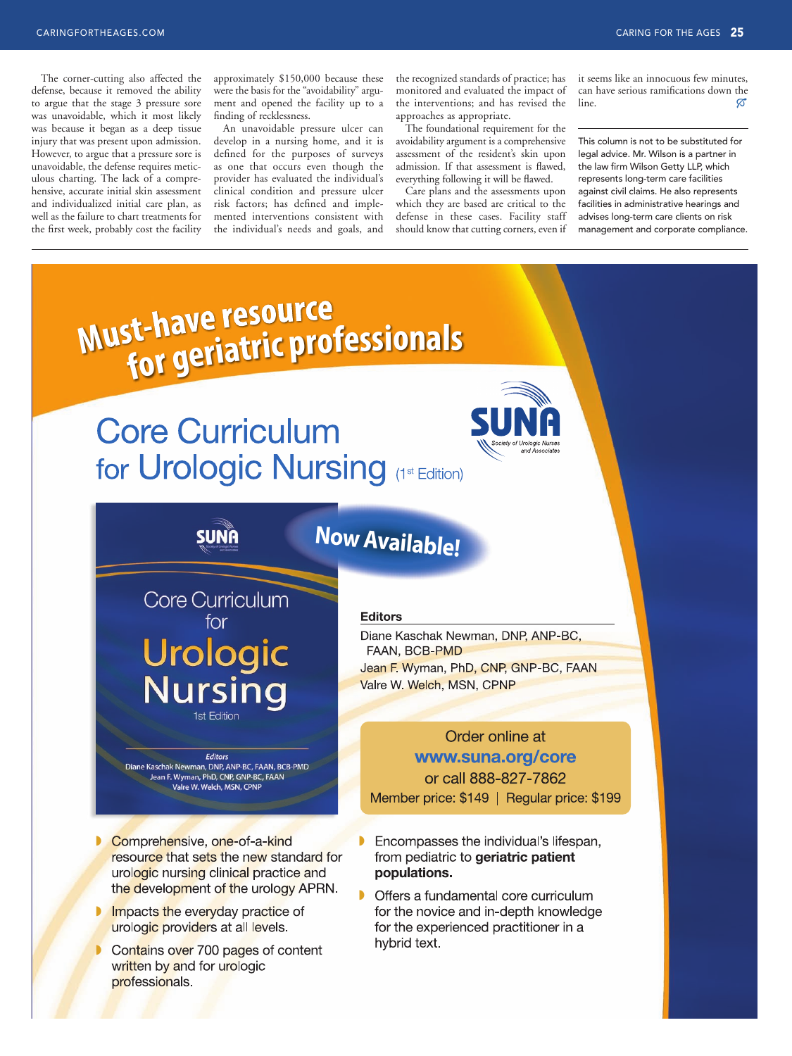The corner-cutting also affected the defense, because it removed the ability to argue that the stage 3 pressure sore was unavoidable, which it most likely was because it began as a deep tissue injury that was present upon admission. However, to argue that a pressure sore is unavoidable, the defense requires meticulous charting. The lack of a comprehensive, accurate initial skin assessment and individualized initial care plan, as well as the failure to chart treatments for the first week, probably cost the facility approximately $150,000 because these were the basis for the "avoidability" argument and opened the facility up to a finding of recklessness.

An unavoidable pressure ulcer can develop in a nursing home, and it is defined for the purposes of surveys as one that occurs even though the provider has evaluated the individual's clinical condition and pressure ulcer risk factors; has defined and implemented interventions consistent with the individual's needs and goals, and the recognized standards of practice; has monitored and evaluated the impact of the interventions; and has revised the approaches as appropriate.

The foundational requirement for the avoidability argument is a comprehensive assessment of the resident's skin upon admission. If that assessment is flawed, everything following it will be flawed.

Care plans and the assessments upon which they are based are critical to the defense in these cases. Facility staff should know that cutting corners, even if it seems like an innocuous few minutes, can have serious ramifications down the line.

This column is not to be substituted for legal advice. Mr. Wilson is a partner in the law firm Wilson Getty LLP, which represents long-term care facilities against civil claims. He also represents facilities in administrative hearings and advises long-term care clients on risk management and corporate compliance.

---

**Must-have resource for geriatric professionals**

# Core Curriculum for Urologic Nursing (1st Edition)

SUNA Society of Urologic Nurses and Associates

**Now Available!**

**Editors**

Diane Kaschak Newman, DNP, ANP-BC, FAAN, BCB-PMD
Jean F. Wyman, PhD, CNP, GNP-BC, FAAN
Valre W. Welch, MSN, CPNP

Order online at **www.suna.org/core**
or call 888-827-7862
Member price: $149 | Regular price: $199

- Comprehensive, one-of-a-kind resource that sets the new standard for urologic nursing clinical practice and the development of the urology APRN.
- Impacts the everyday practice of urologic providers at all levels.
- Contains over 700 pages of content written by and for urologic professionals.
- Encompasses the individual's lifespan, from pediatric to **geriatric patient populations.**
- Offers a fundamental core curriculum for the novice and in-depth knowledge for the experienced practitioner in a hybrid text.